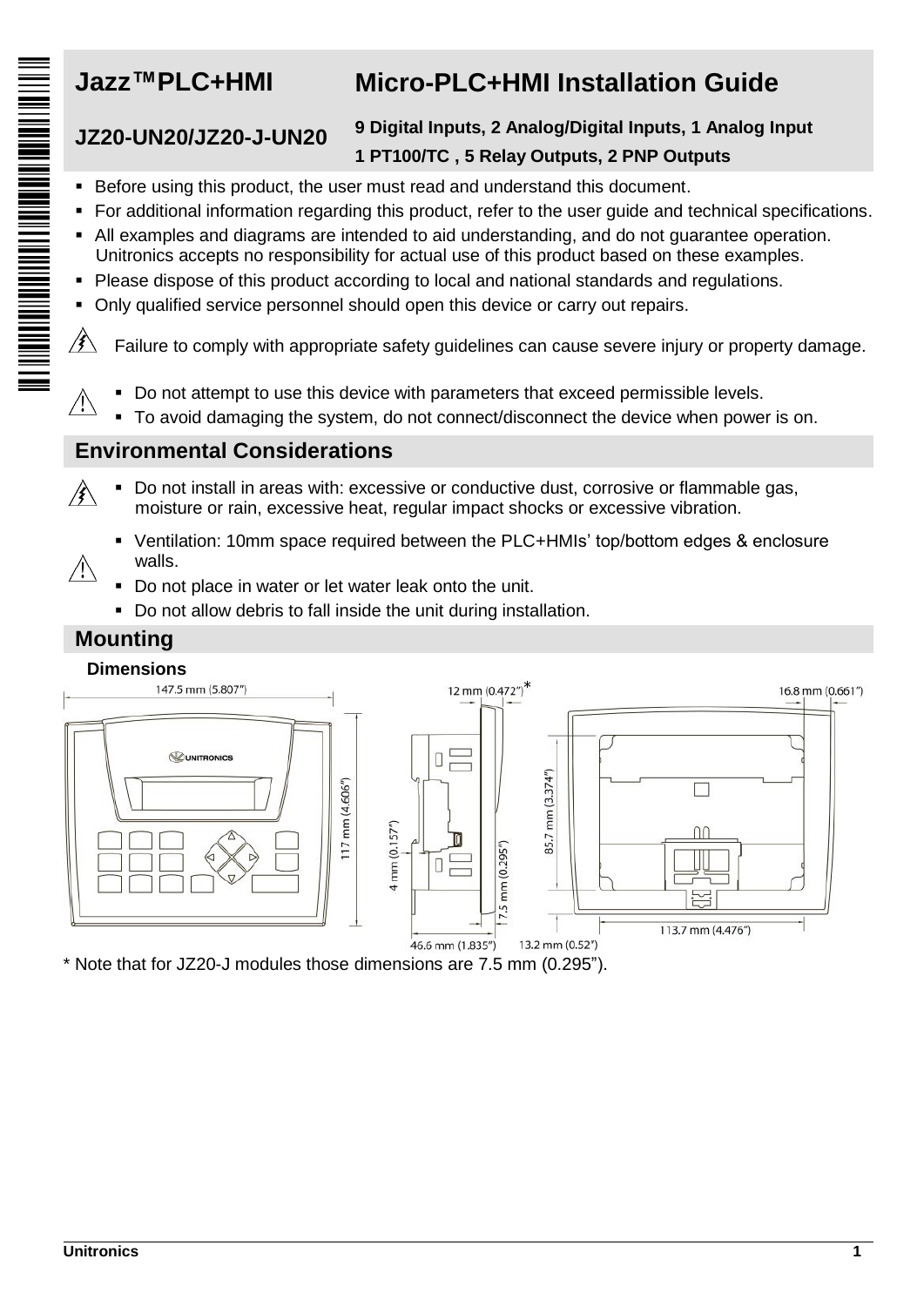# Jazz™PLC+HMI

# Micro-PLC+HMI Installation Guide

## JZ20-UN20/JZ20-J-UN20

**9 Digital Inputs, 2 Analog/Digital Inputs, 1 Analog Input**
**1 PT100/TC , 5 Relay Outputs, 2 PNP Outputs**

- Before using this product, the user must read and understand this document.
- For additional information regarding this product, refer to the user guide and technical specifications.
- All examples and diagrams are intended to aid understanding, and do not guarantee operation. Unitronics accepts no responsibility for actual use of this product based on these examples.
- Please dispose of this product according to local and national standards and regulations.
- Only qualified service personnel should open this device or carry out repairs.

Failure to comply with appropriate safety guidelines can cause severe injury or property damage.

- Do not attempt to use this device with parameters that exceed permissible levels.
- To avoid damaging the system, do not connect/disconnect the device when power is on.

## Environmental Considerations

- Do not install in areas with: excessive or conductive dust, corrosive or flammable gas, moisture or rain, excessive heat, regular impact shocks or excessive vibration.

- Ventilation: 10mm space required between the PLC+HMIs' top/bottom edges & enclosure walls.
- Do not place in water or let water leak onto the unit.
- Do not allow debris to fall inside the unit during installation.

## Mounting

### Dimensions

147.5 mm (5.807")
117 mm (4.606")
12 mm (0.472")*
4 mm (0.157")
7.5 mm (0.295")
46.6 mm (1.835")
13.2 mm (0.52")
85.7 mm (3.374")
16.8 mm (0.661")
113.7 mm (4.476")

\* Note that for JZ20-J modules those dimensions are 7.5 mm (0.295").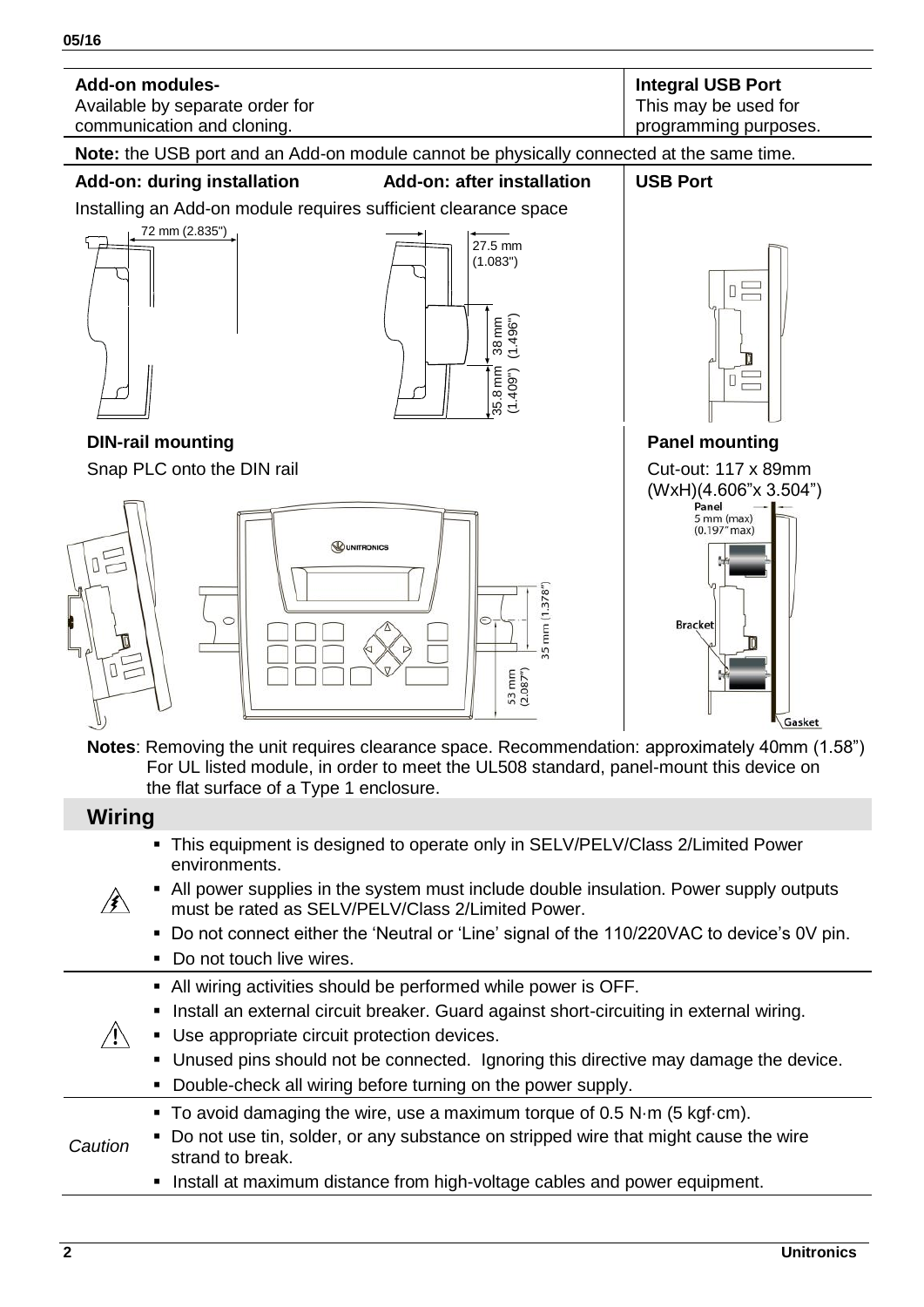**Add-on modules-**
Available by separate order for communication and cloning.

**Integral USB Port**
This may be used for programming purposes.

**Note:** the USB port and an Add-on module cannot be physically connected at the same time.

**Add-on: during installation**

Installing an Add-on module requires sufficient clearance space

72 mm (2.835")

**Add-on: after installation**

27.5 mm (1.083")

38 mm (1.496")

35.8 mm (1.409")

**USB Port**

**DIN-rail mounting**

Snap PLC onto the DIN rail

35 mm (1.378")

53 mm (2.087")

**Panel mounting**

Cut-out: 117 x 89mm (WxH)(4.606"x 3.504")

Panel 5 mm (max) (0.197" max)

Bracket

Gasket

**Notes**: Removing the unit requires clearance space. Recommendation: approximately 40mm (1.58")
For UL listed module, in order to meet the UL508 standard, panel-mount this device on the flat surface of a Type 1 enclosure.

## Wiring

- This equipment is designed to operate only in SELV/PELV/Class 2/Limited Power environments.
- All power supplies in the system must include double insulation. Power supply outputs must be rated as SELV/PELV/Class 2/Limited Power.
- Do not connect either the 'Neutral or 'Line' signal of the 110/220VAC to device's 0V pin.
- Do not touch live wires.

---

- All wiring activities should be performed while power is OFF.
- Install an external circuit breaker. Guard against short-circuiting in external wiring.
- Use appropriate circuit protection devices.
- Unused pins should not be connected. Ignoring this directive may damage the device.
- Double-check all wiring before turning on the power supply.

---

*Caution*

- To avoid damaging the wire, use a maximum torque of 0.5 N·m (5 kgf·cm).
- Do not use tin, solder, or any substance on stripped wire that might cause the wire strand to break.
- Install at maximum distance from high-voltage cables and power equipment.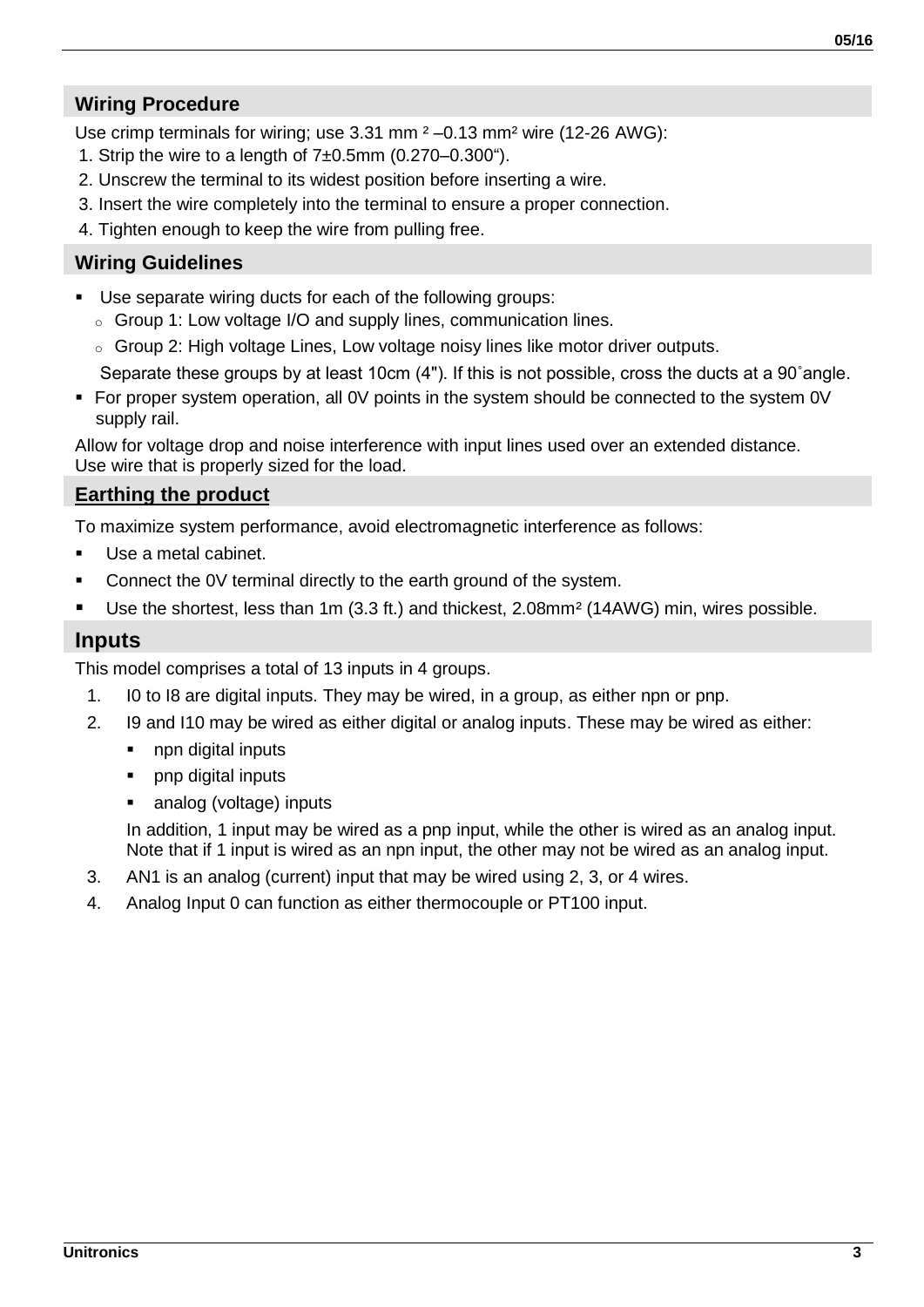## Wiring Procedure

Use crimp terminals for wiring; use 3.31 mm² –0.13 mm² wire (12-26 AWG):

1. Strip the wire to a length of 7±0.5mm (0.270–0.300").
2. Unscrew the terminal to its widest position before inserting a wire.
3. Insert the wire completely into the terminal to ensure a proper connection.
4. Tighten enough to keep the wire from pulling free.

## Wiring Guidelines

- Use separate wiring ducts for each of the following groups:
  - Group 1: Low voltage I/O and supply lines, communication lines.
  - Group 2: High voltage Lines, Low voltage noisy lines like motor driver outputs.

  Separate these groups by at least 10cm (4"). If this is not possible, cross the ducts at a 90˚angle.
- For proper system operation, all 0V points in the system should be connected to the system 0V supply rail.

Allow for voltage drop and noise interference with input lines used over an extended distance.
Use wire that is properly sized for the load.

## Earthing the product

To maximize system performance, avoid electromagnetic interference as follows:

- Use a metal cabinet.
- Connect the 0V terminal directly to the earth ground of the system.
- Use the shortest, less than 1m (3.3 ft.) and thickest, 2.08mm² (14AWG) min, wires possible.

## Inputs

This model comprises a total of 13 inputs in 4 groups.

1. I0 to I8 are digital inputs. They may be wired, in a group, as either npn or pnp.
2. I9 and I10 may be wired as either digital or analog inputs. These may be wired as either:
   - npn digital inputs
   - pnp digital inputs
   - analog (voltage) inputs

   In addition, 1 input may be wired as a pnp input, while the other is wired as an analog input. Note that if 1 input is wired as an npn input, the other may not be wired as an analog input.
3. AN1 is an analog (current) input that may be wired using 2, 3, or 4 wires.
4. Analog Input 0 can function as either thermocouple or PT100 input.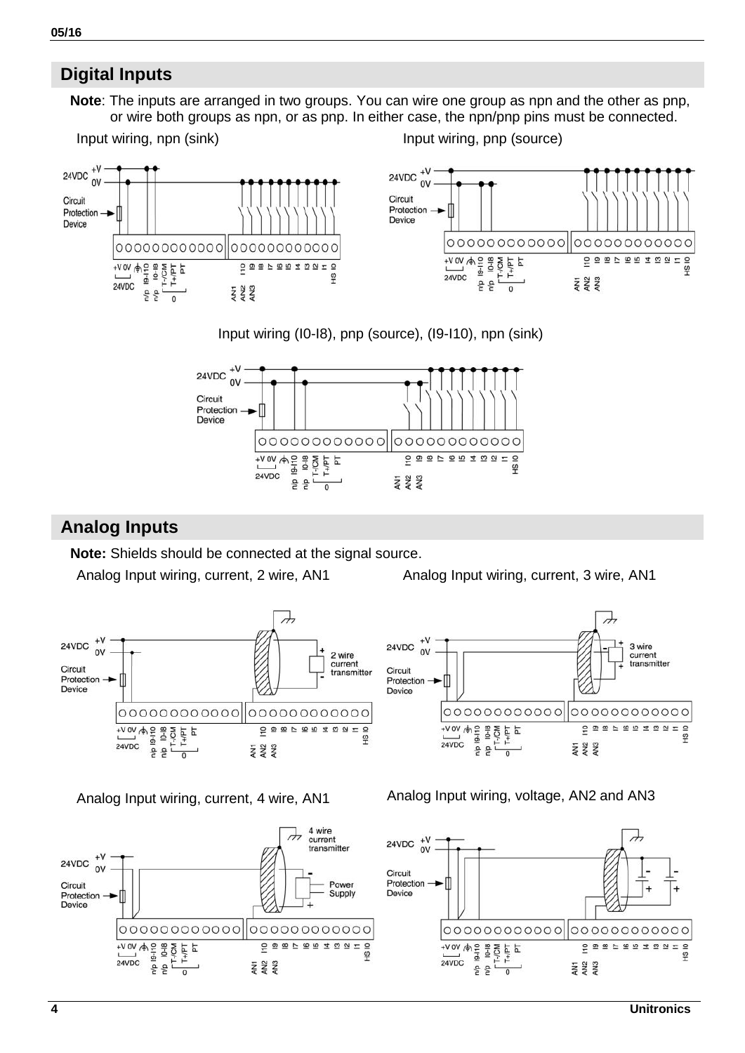## Digital Inputs

**Note**: The inputs are arranged in two groups. You can wire one group as npn and the other as pnp, or wire both groups as npn, or as pnp. In either case, the npn/pnp pins must be connected.

Input wiring, npn (sink)

Input wiring, pnp (source)

Input wiring (I0-I8), pnp (source), (I9-I10), npn (sink)

## Analog Inputs

**Note:** Shields should be connected at the signal source.

Analog Input wiring, current, 2 wire, AN1

Analog Input wiring, current, 3 wire, AN1

Analog Input wiring, current, 4 wire, AN1

Analog Input wiring, voltage, AN2 and AN3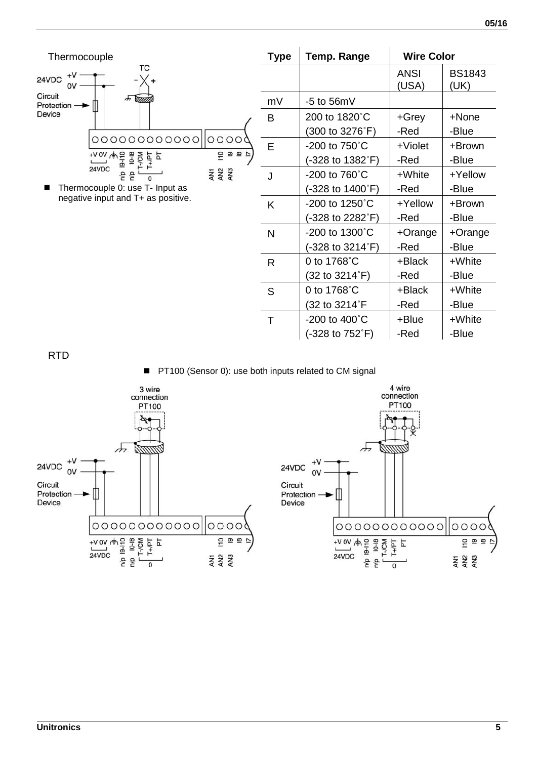Thermocouple

- Thermocouple 0: use T- Input as negative input and T+ as positive.

| Type | Temp. Range | Wire Color | |
|---|---|---|---|
| | | ANSI (USA) | BS1843 (UK) |
| mV | -5 to 56mV | | |
| B | 200 to 1820˚C (300 to 3276˚F) | +Grey -Red | +None -Blue |
| E | -200 to 750˚C (-328 to 1382˚F) | +Violet -Red | +Brown -Blue |
| J | -200 to 760˚C (-328 to 1400˚F) | +White -Red | +Yellow -Blue |
| K | -200 to 1250˚C (-328 to 2282˚F) | +Yellow -Red | +Brown -Blue |
| N | -200 to 1300˚C (-328 to 3214˚F) | +Orange -Red | +Orange -Blue |
| R | 0 to 1768˚C (32 to 3214˚F) | +Black -Red | +White -Blue |
| S | 0 to 1768˚C (32 to 3214˚F | +Black -Red | +White -Blue |
| T | -200 to 400˚C (-328 to 752˚F) | +Blue -Red | +White -Blue |

RTD

- PT100 (Sensor 0): use both inputs related to CM signal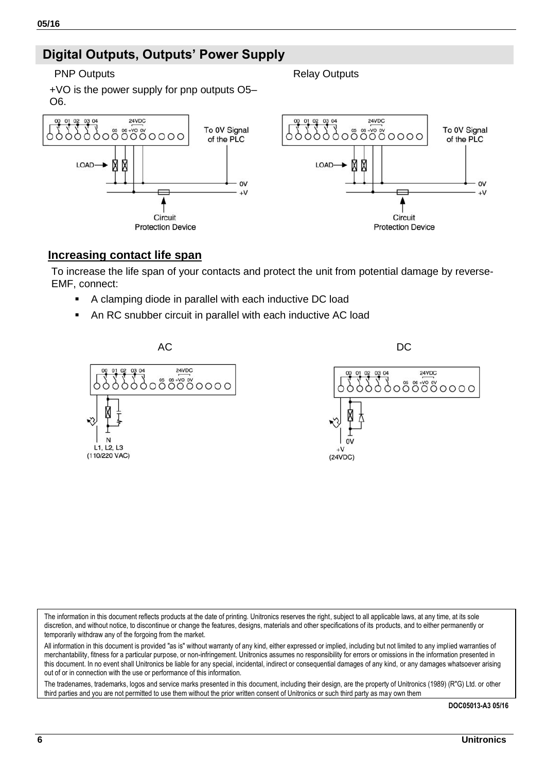## Digital Outputs, Outputs' Power Supply

PNP Outputs

+VO is the power supply for pnp outputs O5–O6.

00 01 02 03 04
05 06 +VO 0V
24VDC
To 0V Signal of the PLC
LOAD
0V
+V
Circuit Protection Device

Relay Outputs

00 01 02 03 04
05 06 +VO 0V
24VDC
To 0V Signal of the PLC
LOAD
0V
+V
Circuit Protection Device

### Increasing contact life span

To increase the life span of your contacts and protect the unit from potential damage by reverse-EMF, connect:

- A clamping diode in parallel with each inductive DC load
- An RC snubber circuit in parallel with each inductive AC load

AC

00 01 02 03 04
05 06 +VO 0V
24VDC
N
L1, L2, L3
(110/220 VAC)

DC

00 01 02 03 04
05 06 +VO 0V
24VDC
0V
+V
(24VDC)

The information in this document reflects products at the date of printing. Unitronics reserves the right, subject to all applicable laws, at any time, at its sole discretion, and without notice, to discontinue or change the features, designs, materials and other specifications of its products, and to either permanently or temporarily withdraw any of the forgoing from the market.

All information in this document is provided "as is" without warranty of any kind, either expressed or implied, including but not limited to any implied warranties of merchantability, fitness for a particular purpose, or non-infringement. Unitronics assumes no responsibility for errors or omissions in the information presented in this document. In no event shall Unitronics be liable for any special, incidental, indirect or consequential damages of any kind, or any damages whatsoever arising out of or in connection with the use or performance of this information.

The tradenames, trademarks, logos and service marks presented in this document, including their design, are the property of Unitronics (1989) (R"G) Ltd. or other third parties and you are not permitted to use them without the prior written consent of Unitronics or such third party as may own them

DOC05013-A3 05/16